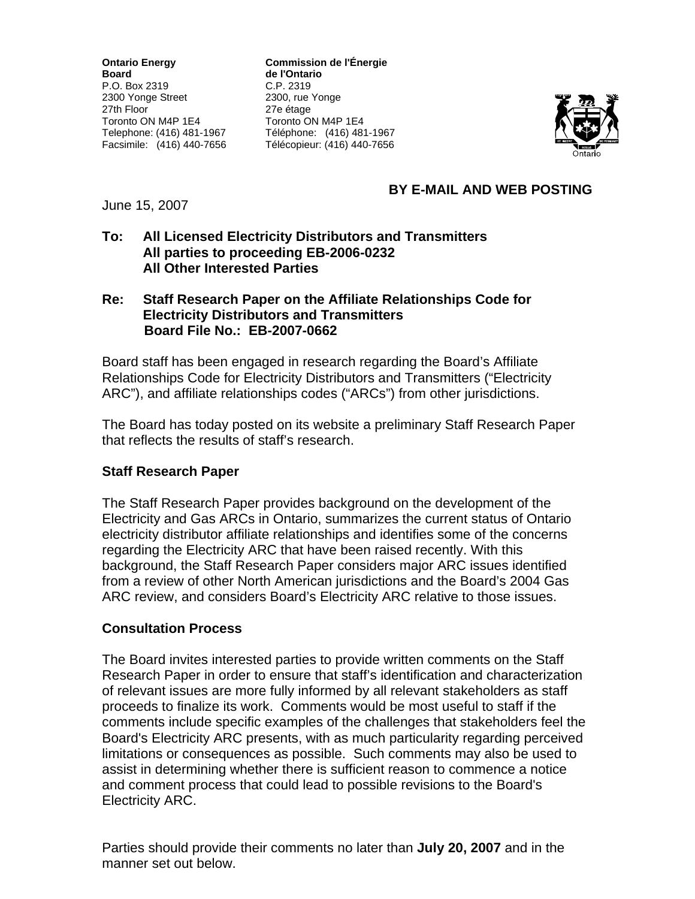**Ontario Energy Board**
P.O. Box 2319
2300 Yonge Street
27th Floor
Toronto ON M4P 1E4
Telephone: (416) 481-1967
Facsimile: (416) 440-7656

**Commission de l'Énergie de l'Ontario**
C.P. 2319
2300, rue Yonge
27e étage
Toronto ON M4P 1E4
Téléphone: (416) 481-1967
Télécopieur: (416) 440-7656

**BY E-MAIL AND WEB POSTING**

June 15, 2007

**To: All Licensed Electricity Distributors and Transmitters**
**All parties to proceeding EB-2006-0232**
**All Other Interested Parties**

**Re: Staff Research Paper on the Affiliate Relationships Code for Electricity Distributors and Transmitters**
**Board File No.: EB-2007-0662**

Board staff has been engaged in research regarding the Board's Affiliate Relationships Code for Electricity Distributors and Transmitters ("Electricity ARC"), and affiliate relationships codes ("ARCs") from other jurisdictions.

The Board has today posted on its website a preliminary Staff Research Paper that reflects the results of staff's research.

## Staff Research Paper

The Staff Research Paper provides background on the development of the Electricity and Gas ARCs in Ontario, summarizes the current status of Ontario electricity distributor affiliate relationships and identifies some of the concerns regarding the Electricity ARC that have been raised recently. With this background, the Staff Research Paper considers major ARC issues identified from a review of other North American jurisdictions and the Board's 2004 Gas ARC review, and considers Board's Electricity ARC relative to those issues.

## Consultation Process

The Board invites interested parties to provide written comments on the Staff Research Paper in order to ensure that staff's identification and characterization of relevant issues are more fully informed by all relevant stakeholders as staff proceeds to finalize its work. Comments would be most useful to staff if the comments include specific examples of the challenges that stakeholders feel the Board's Electricity ARC presents, with as much particularity regarding perceived limitations or consequences as possible. Such comments may also be used to assist in determining whether there is sufficient reason to commence a notice and comment process that could lead to possible revisions to the Board's Electricity ARC.

Parties should provide their comments no later than **July 20, 2007** and in the manner set out below.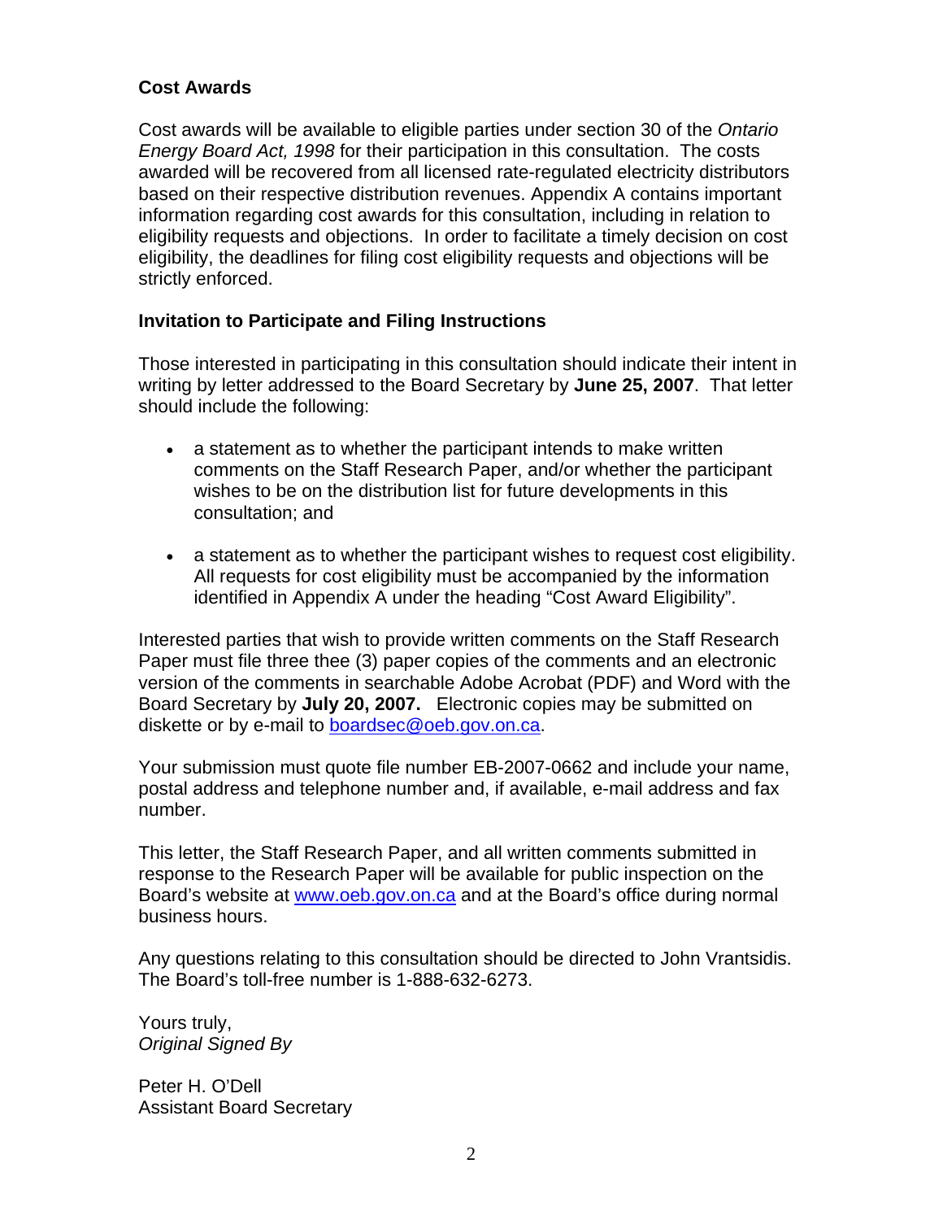**Cost Awards**

Cost awards will be available to eligible parties under section 30 of the *Ontario Energy Board Act, 1998* for their participation in this consultation. The costs awarded will be recovered from all licensed rate-regulated electricity distributors based on their respective distribution revenues. Appendix A contains important information regarding cost awards for this consultation, including in relation to eligibility requests and objections. In order to facilitate a timely decision on cost eligibility, the deadlines for filing cost eligibility requests and objections will be strictly enforced.

**Invitation to Participate and Filing Instructions**

Those interested in participating in this consultation should indicate their intent in writing by letter addressed to the Board Secretary by **June 25, 2007**. That letter should include the following:

- a statement as to whether the participant intends to make written comments on the Staff Research Paper, and/or whether the participant wishes to be on the distribution list for future developments in this consultation; and
- a statement as to whether the participant wishes to request cost eligibility. All requests for cost eligibility must be accompanied by the information identified in Appendix A under the heading "Cost Award Eligibility".

Interested parties that wish to provide written comments on the Staff Research Paper must file three thee (3) paper copies of the comments and an electronic version of the comments in searchable Adobe Acrobat (PDF) and Word with the Board Secretary by **July 20, 2007.** Electronic copies may be submitted on diskette or by e-mail to boardsec@oeb.gov.on.ca.

Your submission must quote file number EB-2007-0662 and include your name, postal address and telephone number and, if available, e-mail address and fax number.

This letter, the Staff Research Paper, and all written comments submitted in response to the Research Paper will be available for public inspection on the Board's website at www.oeb.gov.on.ca and at the Board's office during normal business hours.

Any questions relating to this consultation should be directed to John Vrantsidis. The Board's toll-free number is 1-888-632-6273.

Yours truly,
*Original Signed By*

Peter H. O'Dell
Assistant Board Secretary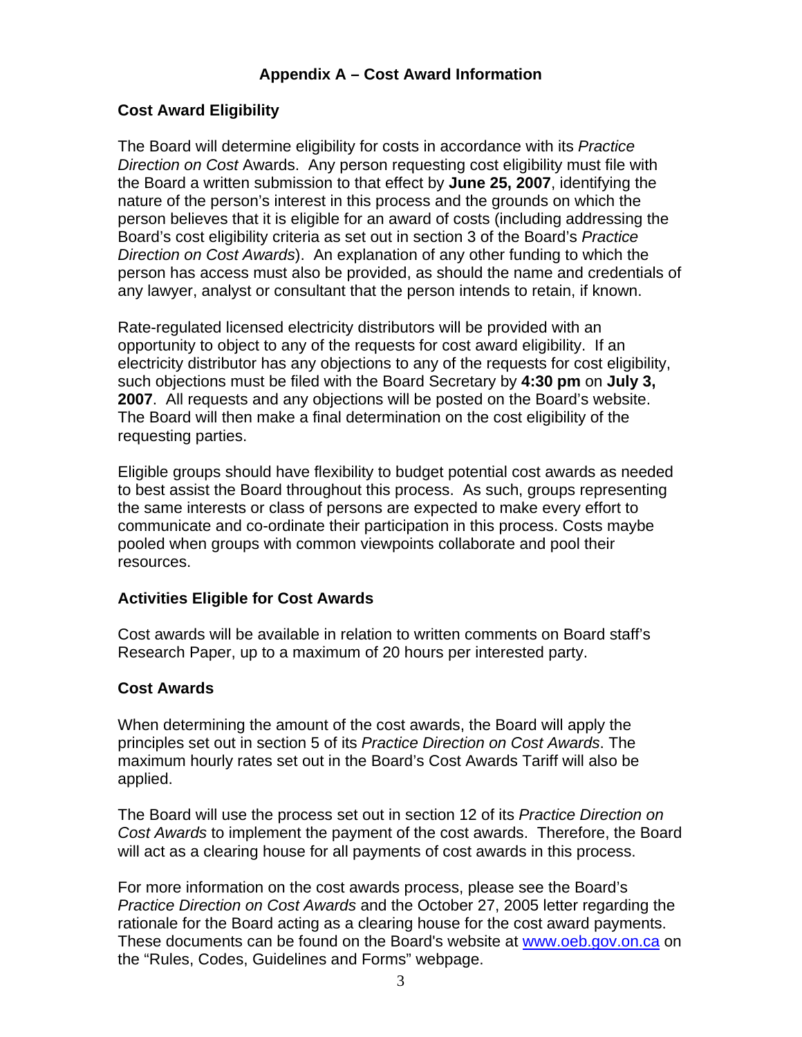## Appendix A – Cost Award Information

### Cost Award Eligibility

The Board will determine eligibility for costs in accordance with its *Practice Direction on Cost* Awards. Any person requesting cost eligibility must file with the Board a written submission to that effect by **June 25, 2007**, identifying the nature of the person's interest in this process and the grounds on which the person believes that it is eligible for an award of costs (including addressing the Board's cost eligibility criteria as set out in section 3 of the Board's *Practice Direction on Cost Awards*). An explanation of any other funding to which the person has access must also be provided, as should the name and credentials of any lawyer, analyst or consultant that the person intends to retain, if known.

Rate-regulated licensed electricity distributors will be provided with an opportunity to object to any of the requests for cost award eligibility. If an electricity distributor has any objections to any of the requests for cost eligibility, such objections must be filed with the Board Secretary by **4:30 pm** on **July 3, 2007**. All requests and any objections will be posted on the Board's website. The Board will then make a final determination on the cost eligibility of the requesting parties.

Eligible groups should have flexibility to budget potential cost awards as needed to best assist the Board throughout this process. As such, groups representing the same interests or class of persons are expected to make every effort to communicate and co-ordinate their participation in this process. Costs maybe pooled when groups with common viewpoints collaborate and pool their resources.

### Activities Eligible for Cost Awards

Cost awards will be available in relation to written comments on Board staff's Research Paper, up to a maximum of 20 hours per interested party.

### Cost Awards

When determining the amount of the cost awards, the Board will apply the principles set out in section 5 of its *Practice Direction on Cost Awards*. The maximum hourly rates set out in the Board's Cost Awards Tariff will also be applied.

The Board will use the process set out in section 12 of its *Practice Direction on Cost Awards* to implement the payment of the cost awards. Therefore, the Board will act as a clearing house for all payments of cost awards in this process.

For more information on the cost awards process, please see the Board's *Practice Direction on Cost Awards* and the October 27, 2005 letter regarding the rationale for the Board acting as a clearing house for the cost award payments. These documents can be found on the Board's website at [www.oeb.gov.on.ca](http://www.oeb.gov.on.ca) on the "Rules, Codes, Guidelines and Forms" webpage.